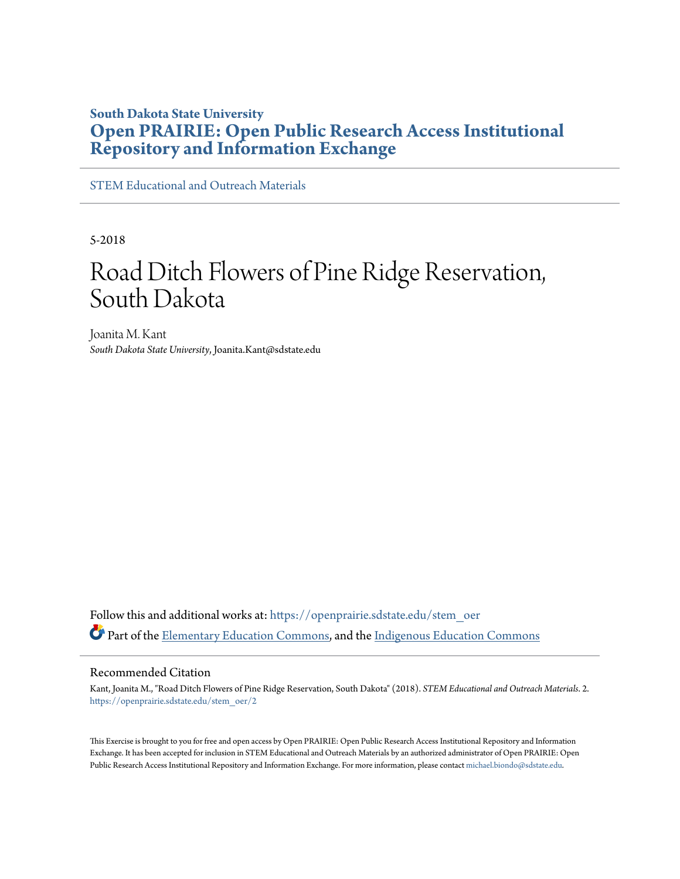**South Dakota State University**

**Open PRAIRIE: Open Public Research Access Institutional Repository and Information Exchange**

STEM Educational and Outreach Materials

5-2018

# Road Ditch Flowers of Pine Ridge Reservation, South Dakota

Joanita M. Kant
*South Dakota State University*, Joanita.Kant@sdstate.edu

Follow this and additional works at: https://openprairie.sdstate.edu/stem_oer

Part of the Elementary Education Commons, and the Indigenous Education Commons

## Recommended Citation

Kant, Joanita M., "Road Ditch Flowers of Pine Ridge Reservation, South Dakota" (2018). *STEM Educational and Outreach Materials*. 2.
https://openprairie.sdstate.edu/stem_oer/2

This Exercise is brought to you for free and open access by Open PRAIRIE: Open Public Research Access Institutional Repository and Information Exchange. It has been accepted for inclusion in STEM Educational and Outreach Materials by an authorized administrator of Open PRAIRIE: Open Public Research Access Institutional Repository and Information Exchange. For more information, please contact michael.biondo@sdstate.edu.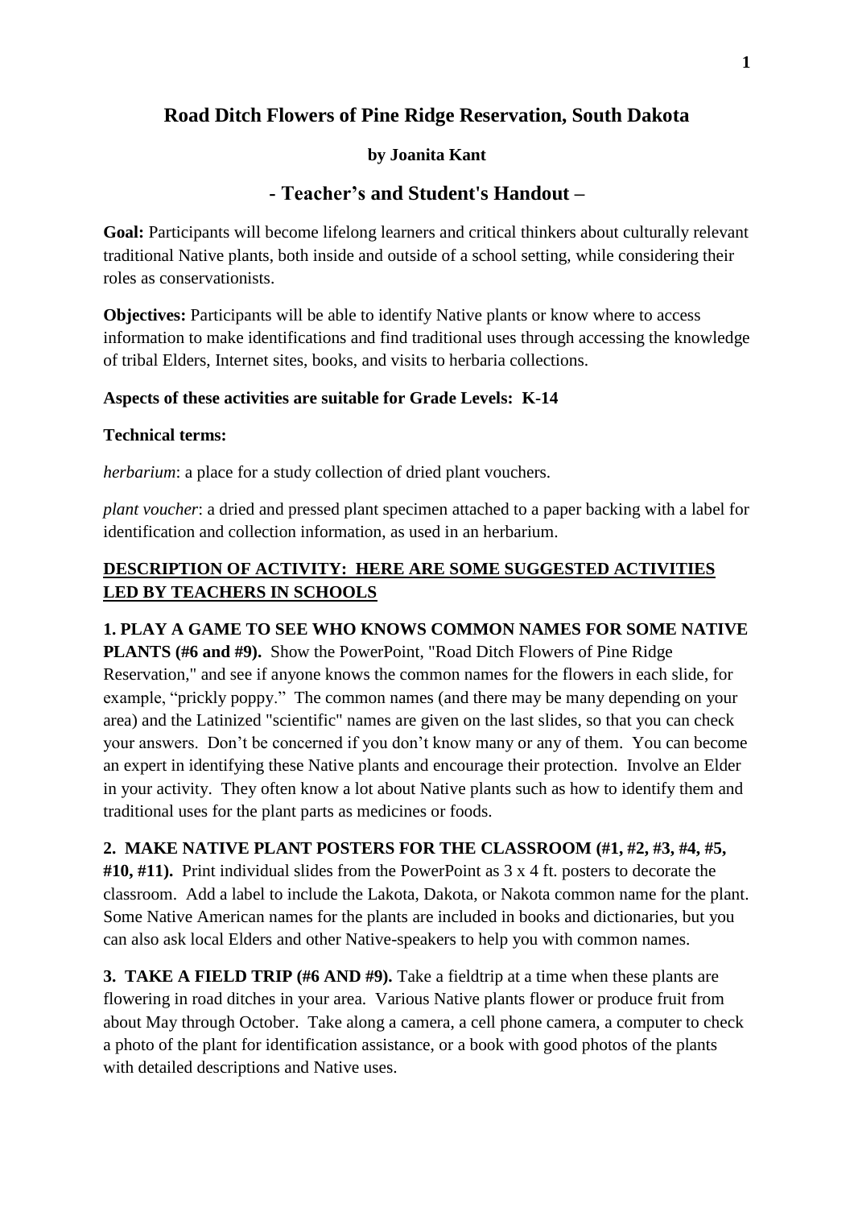# Road Ditch Flowers of Pine Ridge Reservation, South Dakota

**by Joanita Kant**

## - Teacher's and Student's Handout –

**Goal:** Participants will become lifelong learners and critical thinkers about culturally relevant traditional Native plants, both inside and outside of a school setting, while considering their roles as conservationists.

**Objectives:** Participants will be able to identify Native plants or know where to access information to make identifications and find traditional uses through accessing the knowledge of tribal Elders, Internet sites, books, and visits to herbaria collections.

**Aspects of these activities are suitable for Grade Levels: K-14**

**Technical terms:**

*herbarium*: a place for a study collection of dried plant vouchers.

*plant voucher*: a dried and pressed plant specimen attached to a paper backing with a label for identification and collection information, as used in an herbarium.

**DESCRIPTION OF ACTIVITY: HERE ARE SOME SUGGESTED ACTIVITIES LED BY TEACHERS IN SCHOOLS**

**1. PLAY A GAME TO SEE WHO KNOWS COMMON NAMES FOR SOME NATIVE PLANTS (#6 and #9).** Show the PowerPoint, "Road Ditch Flowers of Pine Ridge Reservation," and see if anyone knows the common names for the flowers in each slide, for example, "prickly poppy." The common names (and there may be many depending on your area) and the Latinized "scientific" names are given on the last slides, so that you can check your answers. Don't be concerned if you don't know many or any of them. You can become an expert in identifying these Native plants and encourage their protection. Involve an Elder in your activity. They often know a lot about Native plants such as how to identify them and traditional uses for the plant parts as medicines or foods.

**2. MAKE NATIVE PLANT POSTERS FOR THE CLASSROOM (#1, #2, #3, #4, #5, #10, #11).** Print individual slides from the PowerPoint as 3 x 4 ft. posters to decorate the classroom. Add a label to include the Lakota, Dakota, or Nakota common name for the plant. Some Native American names for the plants are included in books and dictionaries, but you can also ask local Elders and other Native-speakers to help you with common names.

**3. TAKE A FIELD TRIP (#6 AND #9).** Take a fieldtrip at a time when these plants are flowering in road ditches in your area. Various Native plants flower or produce fruit from about May through October. Take along a camera, a cell phone camera, a computer to check a photo of the plant for identification assistance, or a book with good photos of the plants with detailed descriptions and Native uses.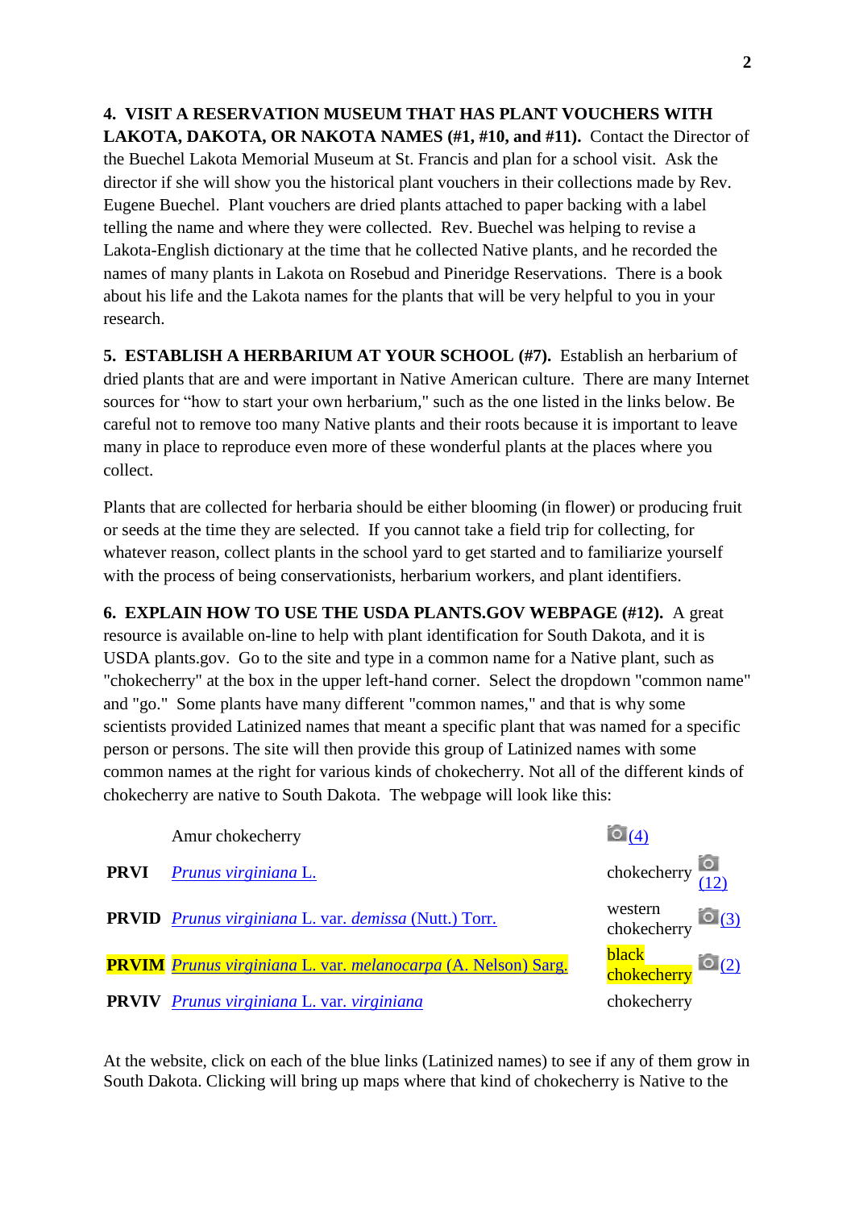**4. VISIT A RESERVATION MUSEUM THAT HAS PLANT VOUCHERS WITH LAKOTA, DAKOTA, OR NAKOTA NAMES (#1, #10, and #11).** Contact the Director of the Buechel Lakota Memorial Museum at St. Francis and plan for a school visit. Ask the director if she will show you the historical plant vouchers in their collections made by Rev. Eugene Buechel. Plant vouchers are dried plants attached to paper backing with a label telling the name and where they were collected. Rev. Buechel was helping to revise a Lakota-English dictionary at the time that he collected Native plants, and he recorded the names of many plants in Lakota on Rosebud and Pineridge Reservations. There is a book about his life and the Lakota names for the plants that will be very helpful to you in your research.

**5. ESTABLISH A HERBARIUM AT YOUR SCHOOL (#7).** Establish an herbarium of dried plants that are and were important in Native American culture. There are many Internet sources for "how to start your own herbarium," such as the one listed in the links below. Be careful not to remove too many Native plants and their roots because it is important to leave many in place to reproduce even more of these wonderful plants at the places where you collect.

Plants that are collected for herbaria should be either blooming (in flower) or producing fruit or seeds at the time they are selected. If you cannot take a field trip for collecting, for whatever reason, collect plants in the school yard to get started and to familiarize yourself with the process of being conservationists, herbarium workers, and plant identifiers.

**6. EXPLAIN HOW TO USE THE USDA PLANTS.GOV WEBPAGE (#12).** A great resource is available on-line to help with plant identification for South Dakota, and it is USDA plants.gov. Go to the site and type in a common name for a Native plant, such as "chokecherry" at the box in the upper left-hand corner. Select the dropdown "common name" and "go." Some plants have many different "common names," and that is why some scientists provided Latinized names that meant a specific plant that was named for a specific person or persons. The site will then provide this group of Latinized names with some common names at the right for various kinds of chokecherry. Not all of the different kinds of chokecherry are native to South Dakota. The webpage will look like this:

| | | | |
|---|---|---|---|
| | Amur chokecherry | | (4) |
| **PRVI** | *Prunus virginiana* L. | chokecherry | (12) |
| **PRVID** | *Prunus virginiana* L. var. *demissa* (Nutt.) Torr. | western chokecherry | (3) |
| **PRVIM** | *Prunus virginiana* L. var. *melanocarpa* (A. Nelson) Sarg. | black chokecherry | (2) |
| **PRVIV** | *Prunus virginiana* L. var. *virginiana* | chokecherry | |

At the website, click on each of the blue links (Latinized names) to see if any of them grow in South Dakota. Clicking will bring up maps where that kind of chokecherry is Native to the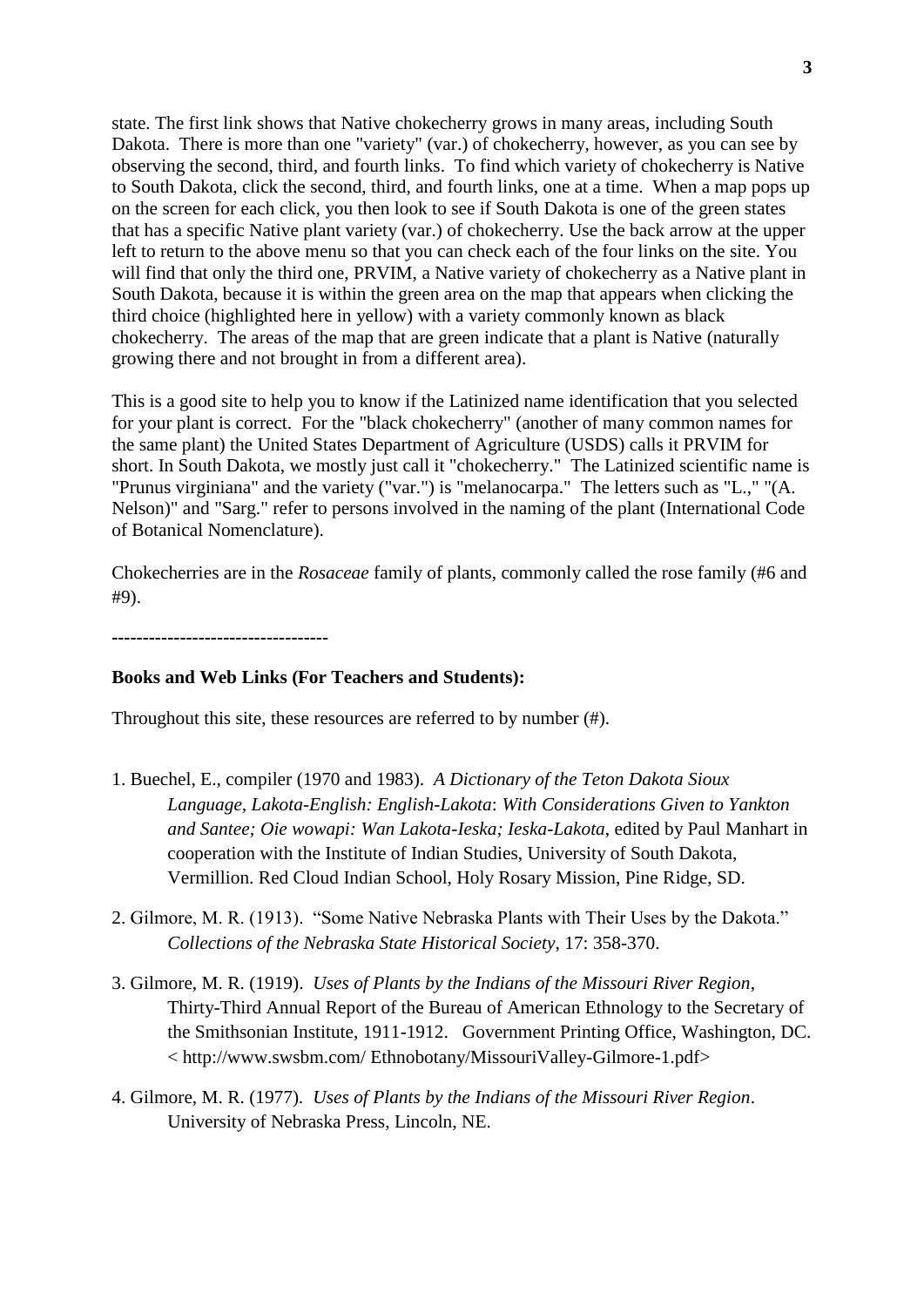state. The first link shows that Native chokecherry grows in many areas, including South Dakota. There is more than one "variety" (var.) of chokecherry, however, as you can see by observing the second, third, and fourth links. To find which variety of chokecherry is Native to South Dakota, click the second, third, and fourth links, one at a time. When a map pops up on the screen for each click, you then look to see if South Dakota is one of the green states that has a specific Native plant variety (var.) of chokecherry. Use the back arrow at the upper left to return to the above menu so that you can check each of the four links on the site. You will find that only the third one, PRVIM, a Native variety of chokecherry as a Native plant in South Dakota, because it is within the green area on the map that appears when clicking the third choice (highlighted here in yellow) with a variety commonly known as black chokecherry. The areas of the map that are green indicate that a plant is Native (naturally growing there and not brought in from a different area).

This is a good site to help you to know if the Latinized name identification that you selected for your plant is correct. For the "black chokecherry" (another of many common names for the same plant) the United States Department of Agriculture (USDS) calls it PRVIM for short. In South Dakota, we mostly just call it "chokecherry." The Latinized scientific name is "Prunus virginiana" and the variety ("var.") is "melanocarpa." The letters such as "L.," "(A. Nelson)" and "Sarg." refer to persons involved in the naming of the plant (International Code of Botanical Nomenclature).

Chokecherries are in the *Rosaceae* family of plants, commonly called the rose family (#6 and #9).

-----------------------------------

**Books and Web Links (For Teachers and Students):**

Throughout this site, these resources are referred to by number (#).

1. Buechel, E., compiler (1970 and 1983). *A Dictionary of the Teton Dakota Sioux Language, Lakota-English: English-Lakota*: *With Considerations Given to Yankton and Santee; Oie wowapi: Wan Lakota-Ieska; Ieska-Lakota*, edited by Paul Manhart in cooperation with the Institute of Indian Studies, University of South Dakota, Vermillion. Red Cloud Indian School, Holy Rosary Mission, Pine Ridge, SD.

2. Gilmore, M. R. (1913). "Some Native Nebraska Plants with Their Uses by the Dakota." *Collections of the Nebraska State Historical Society*, 17: 358-370.

3. Gilmore, M. R. (1919). *Uses of Plants by the Indians of the Missouri River Region*, Thirty-Third Annual Report of the Bureau of American Ethnology to the Secretary of the Smithsonian Institute, 1911-1912. Government Printing Office, Washington, DC. < http://www.swsbm.com/ Ethnobotany/MissouriValley-Gilmore-1.pdf>

4. Gilmore, M. R. (1977). *Uses of Plants by the Indians of the Missouri River Region*. University of Nebraska Press, Lincoln, NE.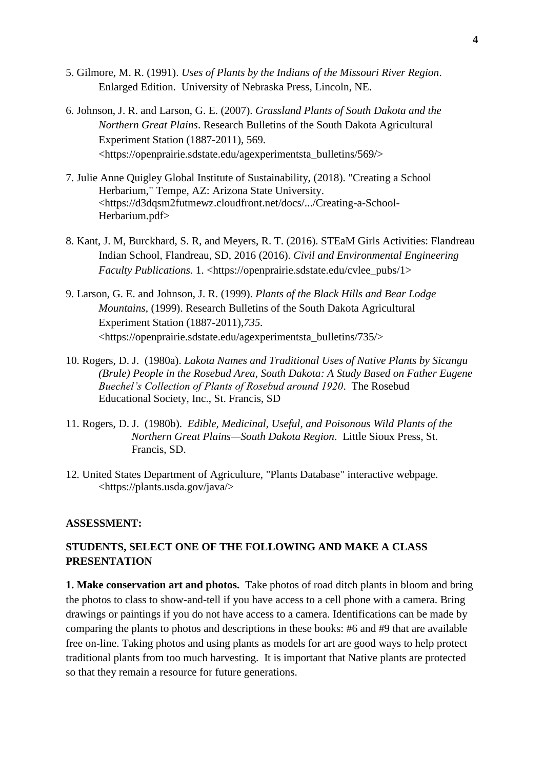5. Gilmore, M. R. (1991). *Uses of Plants by the Indians of the Missouri River Region*. Enlarged Edition. University of Nebraska Press, Lincoln, NE.

6. Johnson, J. R. and Larson, G. E. (2007). *Grassland Plants of South Dakota and the Northern Great Plains*. Research Bulletins of the South Dakota Agricultural Experiment Station (1887-2011), 569. <https://openprairie.sdstate.edu/agexperimentsta_bulletins/569/>

7. Julie Anne Quigley Global Institute of Sustainability, (2018). "Creating a School Herbarium," Tempe, AZ: Arizona State University. <https://d3dqsm2futmewz.cloudfront.net/docs/.../Creating-a-School-Herbarium.pdf>

8. Kant, J. M, Burckhard, S. R, and Meyers, R. T. (2016). STEaM Girls Activities: Flandreau Indian School, Flandreau, SD, 2016 (2016). *Civil and Environmental Engineering Faculty Publications*. 1. <https://openprairie.sdstate.edu/cvlee_pubs/1>

9. Larson, G. E. and Johnson, J. R. (1999). *Plants of the Black Hills and Bear Lodge Mountains*, (1999). Research Bulletins of the South Dakota Agricultural Experiment Station (1887-2011),*735.* <https://openprairie.sdstate.edu/agexperimentsta_bulletins/735/>

10. Rogers, D. J. (1980a). *Lakota Names and Traditional Uses of Native Plants by Sicangu (Brule) People in the Rosebud Area, South Dakota: A Study Based on Father Eugene Buechel's Collection of Plants of Rosebud around 1920*. The Rosebud Educational Society, Inc., St. Francis, SD

11. Rogers, D. J. (1980b). *Edible, Medicinal, Useful, and Poisonous Wild Plants of the Northern Great Plains—South Dakota Region*. Little Sioux Press, St. Francis, SD.

12. United States Department of Agriculture, "Plants Database" interactive webpage. <https://plants.usda.gov/java/>

**ASSESSMENT:**

**STUDENTS, SELECT ONE OF THE FOLLOWING AND MAKE A CLASS PRESENTATION**

**1. Make conservation art and photos.** Take photos of road ditch plants in bloom and bring the photos to class to show-and-tell if you have access to a cell phone with a camera. Bring drawings or paintings if you do not have access to a camera. Identifications can be made by comparing the plants to photos and descriptions in these books: #6 and #9 that are available free on-line. Taking photos and using plants as models for art are good ways to help protect traditional plants from too much harvesting. It is important that Native plants are protected so that they remain a resource for future generations.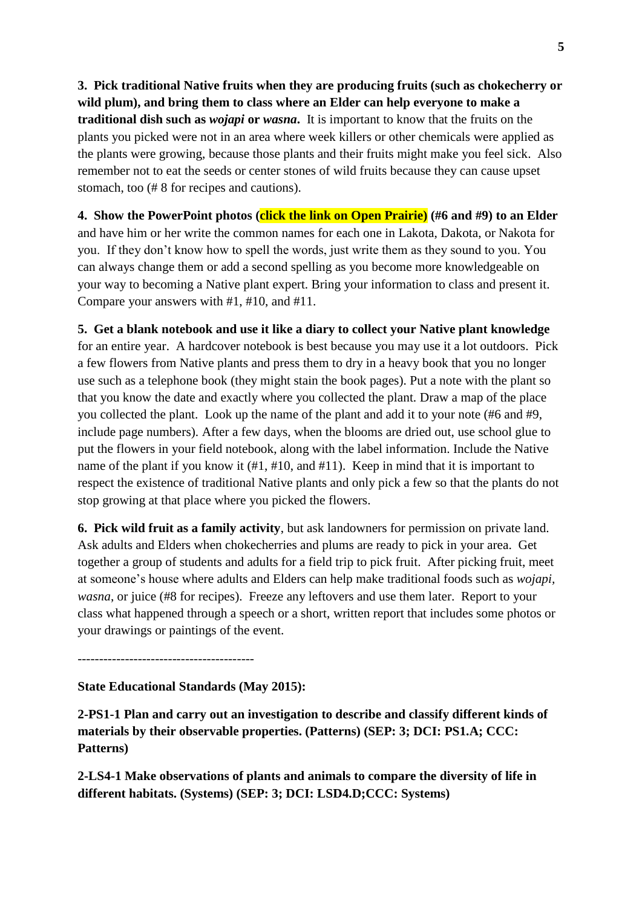**3. Pick traditional Native fruits when they are producing fruits (such as chokecherry or wild plum), and bring them to class where an Elder can help everyone to make a traditional dish such as *wojapi* or *wasna*.** It is important to know that the fruits on the plants you picked were not in an area where week killers or other chemicals were applied as the plants were growing, because those plants and their fruits might make you feel sick. Also remember not to eat the seeds or center stones of wild fruits because they can cause upset stomach, too (# 8 for recipes and cautions).

**4. Show the PowerPoint photos (click the link on Open Prairie) (#6 and #9) to an Elder** and have him or her write the common names for each one in Lakota, Dakota, or Nakota for you. If they don't know how to spell the words, just write them as they sound to you. You can always change them or add a second spelling as you become more knowledgeable on your way to becoming a Native plant expert. Bring your information to class and present it. Compare your answers with #1, #10, and #11.

**5. Get a blank notebook and use it like a diary to collect your Native plant knowledge** for an entire year. A hardcover notebook is best because you may use it a lot outdoors. Pick a few flowers from Native plants and press them to dry in a heavy book that you no longer use such as a telephone book (they might stain the book pages). Put a note with the plant so that you know the date and exactly where you collected the plant. Draw a map of the place you collected the plant. Look up the name of the plant and add it to your note (#6 and #9, include page numbers). After a few days, when the blooms are dried out, use school glue to put the flowers in your field notebook, along with the label information. Include the Native name of the plant if you know it (#1, #10, and #11). Keep in mind that it is important to respect the existence of traditional Native plants and only pick a few so that the plants do not stop growing at that place where you picked the flowers.

**6. Pick wild fruit as a family activity**, but ask landowners for permission on private land. Ask adults and Elders when chokecherries and plums are ready to pick in your area. Get together a group of students and adults for a field trip to pick fruit. After picking fruit, meet at someone's house where adults and Elders can help make traditional foods such as *wojapi*, *wasna*, or juice (#8 for recipes). Freeze any leftovers and use them later. Report to your class what happened through a speech or a short, written report that includes some photos or your drawings or paintings of the event.

----------------------------------------

**State Educational Standards (May 2015):**

**2-PS1-1 Plan and carry out an investigation to describe and classify different kinds of materials by their observable properties. (Patterns) (SEP: 3; DCI: PS1.A; CCC: Patterns)**

**2-LS4-1 Make observations of plants and animals to compare the diversity of life in different habitats. (Systems) (SEP: 3; DCI: LSD4.D;CCC: Systems)**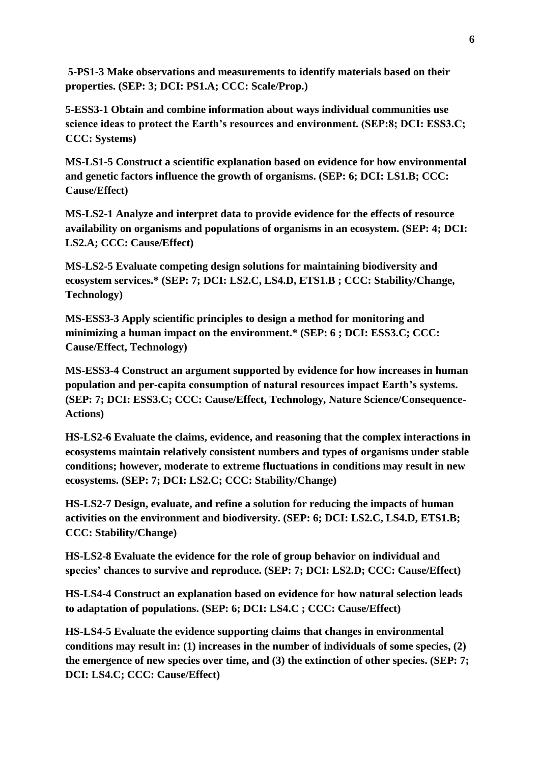**5-PS1-3 Make observations and measurements to identify materials based on their properties. (SEP: 3; DCI: PS1.A; CCC: Scale/Prop.)**

**5-ESS3-1 Obtain and combine information about ways individual communities use science ideas to protect the Earth's resources and environment. (SEP:8; DCI: ESS3.C; CCC: Systems)**

**MS-LS1-5 Construct a scientific explanation based on evidence for how environmental and genetic factors influence the growth of organisms. (SEP: 6; DCI: LS1.B; CCC: Cause/Effect)**

**MS-LS2-1 Analyze and interpret data to provide evidence for the effects of resource availability on organisms and populations of organisms in an ecosystem. (SEP: 4; DCI: LS2.A; CCC: Cause/Effect)**

**MS-LS2-5 Evaluate competing design solutions for maintaining biodiversity and ecosystem services.* (SEP: 7; DCI: LS2.C, LS4.D, ETS1.B ; CCC: Stability/Change, Technology)**

**MS-ESS3-3 Apply scientific principles to design a method for monitoring and minimizing a human impact on the environment.* (SEP: 6 ; DCI: ESS3.C; CCC: Cause/Effect, Technology)**

**MS-ESS3-4 Construct an argument supported by evidence for how increases in human population and per-capita consumption of natural resources impact Earth's systems. (SEP: 7; DCI: ESS3.C; CCC: Cause/Effect, Technology, Nature Science/Consequence-Actions)**

**HS-LS2-6 Evaluate the claims, evidence, and reasoning that the complex interactions in ecosystems maintain relatively consistent numbers and types of organisms under stable conditions; however, moderate to extreme fluctuations in conditions may result in new ecosystems. (SEP: 7; DCI: LS2.C; CCC: Stability/Change)**

**HS-LS2-7 Design, evaluate, and refine a solution for reducing the impacts of human activities on the environment and biodiversity. (SEP: 6; DCI: LS2.C, LS4.D, ETS1.B; CCC: Stability/Change)**

**HS-LS2-8 Evaluate the evidence for the role of group behavior on individual and species' chances to survive and reproduce. (SEP: 7; DCI: LS2.D; CCC: Cause/Effect)**

**HS-LS4-4 Construct an explanation based on evidence for how natural selection leads to adaptation of populations. (SEP: 6; DCI: LS4.C ; CCC: Cause/Effect)**

**HS-LS4-5 Evaluate the evidence supporting claims that changes in environmental conditions may result in: (1) increases in the number of individuals of some species, (2) the emergence of new species over time, and (3) the extinction of other species. (SEP: 7; DCI: LS4.C; CCC: Cause/Effect)**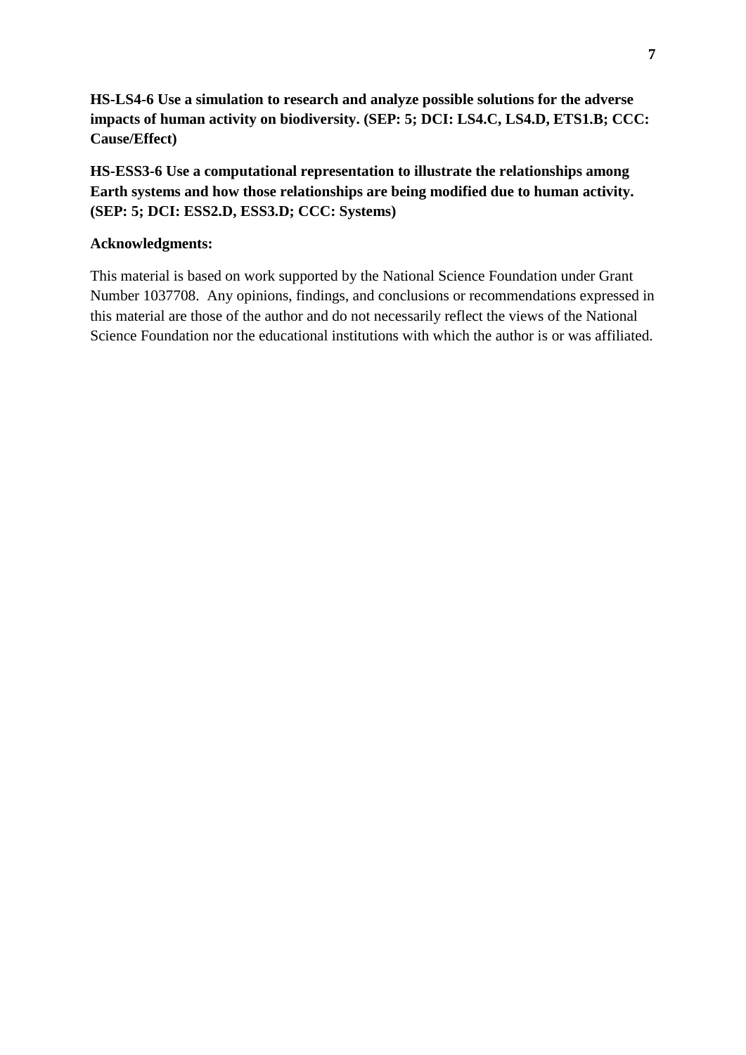**HS-LS4-6 Use a simulation to research and analyze possible solutions for the adverse impacts of human activity on biodiversity. (SEP: 5; DCI: LS4.C, LS4.D, ETS1.B; CCC: Cause/Effect)**

**HS-ESS3-6 Use a computational representation to illustrate the relationships among Earth systems and how those relationships are being modified due to human activity. (SEP: 5; DCI: ESS2.D, ESS3.D; CCC: Systems)**

**Acknowledgments:**

This material is based on work supported by the National Science Foundation under Grant Number 1037708. Any opinions, findings, and conclusions or recommendations expressed in this material are those of the author and do not necessarily reflect the views of the National Science Foundation nor the educational institutions with which the author is or was affiliated.